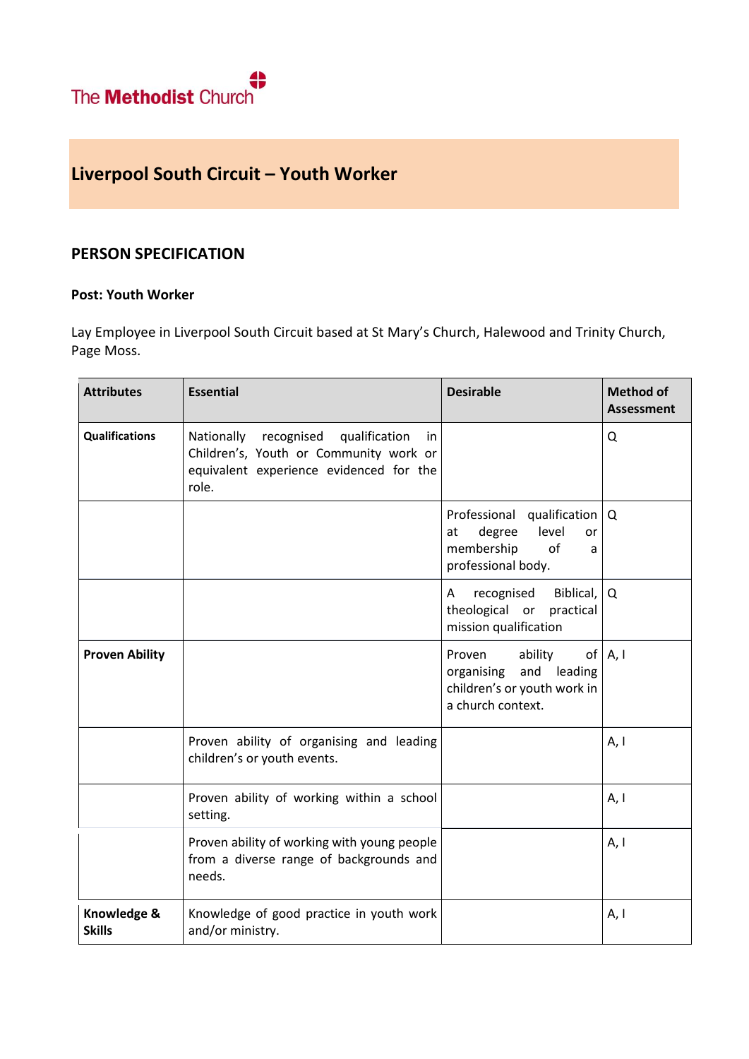The Methodist Church

# Liverpool South Circuit – Youth Worker

## PERSON SPECIFICATION

**Post: Youth Worker**

Lay Employee in Liverpool South Circuit based at St Mary's Church, Halewood and Trinity Church, Page Moss.

| Attributes | Essential | Desirable | Method of Assessment |
|---|---|---|---|
| **Qualifications** | Nationally recognised qualification in Children's, Youth or Community work or equivalent experience evidenced for the role. | | Q |
| | | Professional qualification at degree level or membership of a professional body. | Q |
| | | A recognised Biblical, theological or practical mission qualification | Q |
| **Proven Ability** | | Proven ability of organising and leading children's or youth work in a church context. | A, I |
| | Proven ability of organising and leading children's or youth events. | | A, I |
| | Proven ability of working within a school setting. | | A, I |
| | Proven ability of working with young people from a diverse range of backgrounds and needs. | | A, I |
| **Knowledge & Skills** | Knowledge of good practice in youth work and/or ministry. | | A, I |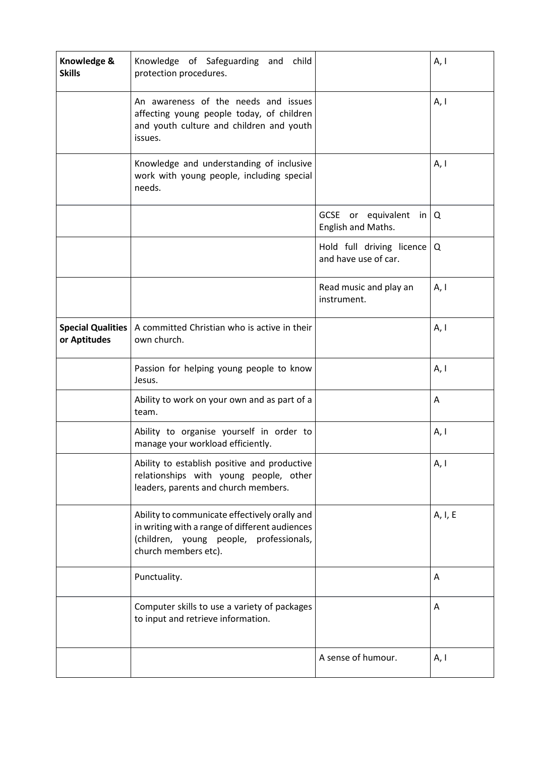| **Knowledge & Skills** | Knowledge of Safeguarding and child protection procedures. | | A, I |
|---|---|---|---|
| | An awareness of the needs and issues affecting young people today, of children and youth culture and children and youth issues. | | A, I |
| | Knowledge and understanding of inclusive work with young people, including special needs. | | A, I |
| | | GCSE or equivalent in English and Maths. | Q |
| | | Hold full driving licence and have use of car. | Q |
| | | Read music and play an instrument. | A, I |
| **Special Qualities or Aptitudes** | A committed Christian who is active in their own church. | | A, I |
| | Passion for helping young people to know Jesus. | | A, I |
| | Ability to work on your own and as part of a team. | | A |
| | Ability to organise yourself in order to manage your workload efficiently. | | A, I |
| | Ability to establish positive and productive relationships with young people, other leaders, parents and church members. | | A, I |
| | Ability to communicate effectively orally and in writing with a range of different audiences (children, young people, professionals, church members etc). | | A, I, E |
| | Punctuality. | | A |
| | Computer skills to use a variety of packages to input and retrieve information. | | A |
| | | A sense of humour. | A, I |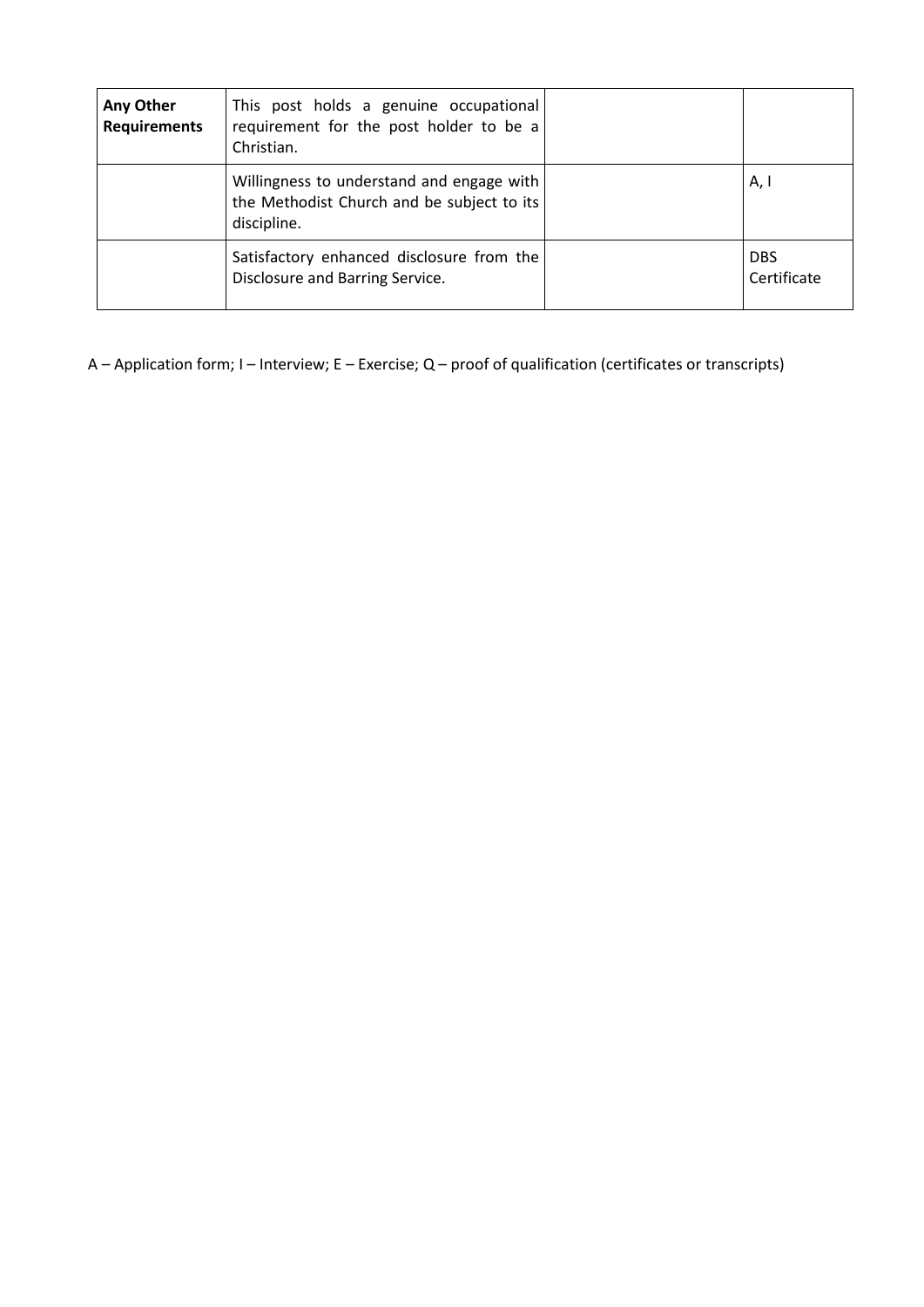| | | | |
|---|---|---|---|
| **Any Other Requirements** | This post holds a genuine occupational requirement for the post holder to be a Christian. | | |
| | Willingness to understand and engage with the Methodist Church and be subject to its discipline. | | A, I |
| | Satisfactory enhanced disclosure from the Disclosure and Barring Service. | | DBS Certificate |

A – Application form; I – Interview; E – Exercise; Q – proof of qualification (certificates or transcripts)